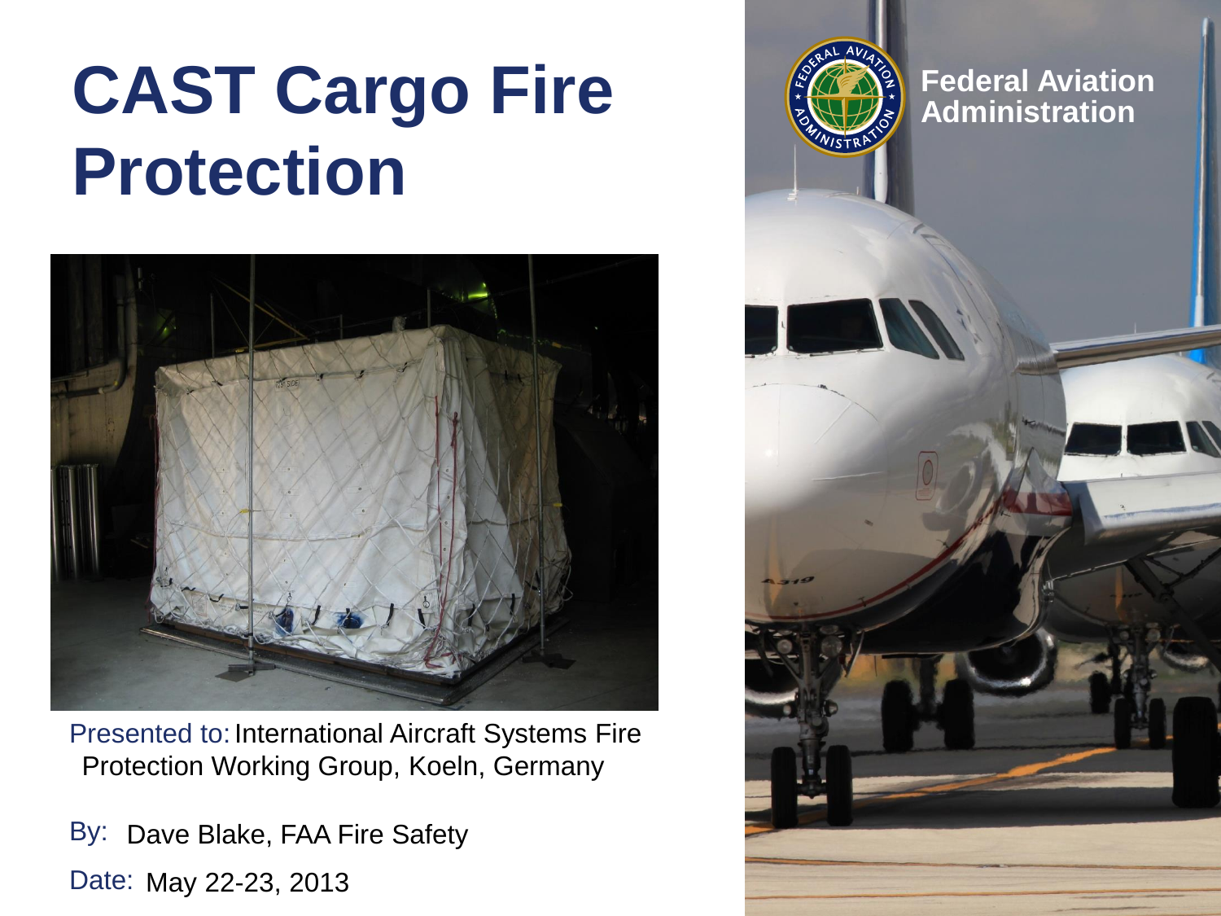# CAST Cargo Fire Protection

Presented to: International Aircraft Systems Fire Protection Working Group, Koeln, Germany

By: Dave Blake, FAA Fire Safety

Date: May 22-23, 2013

Federal Aviation Administration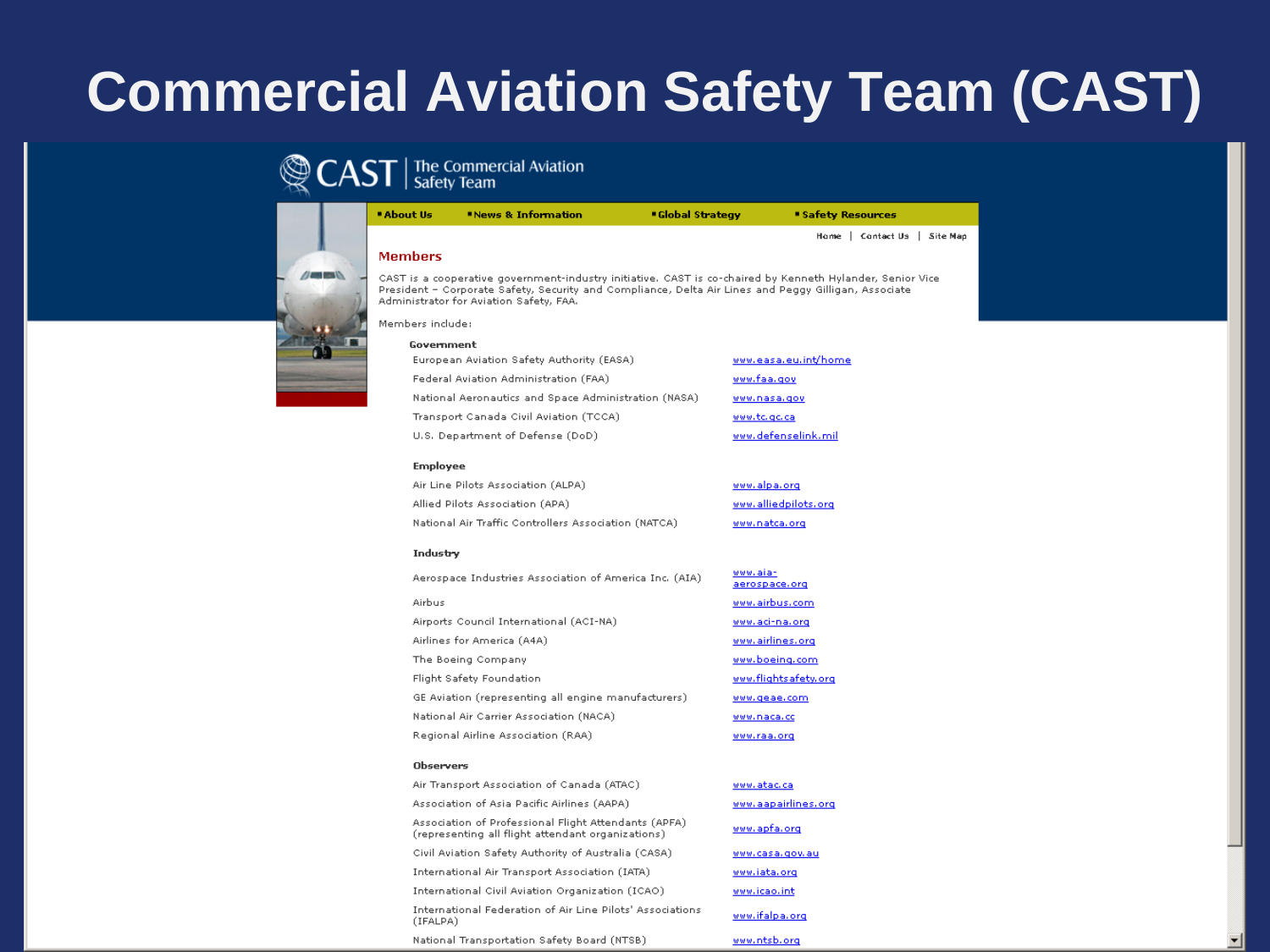# Commercial Aviation Safety Team (CAST)

CAST | The Commercial Aviation Safety Team

About Us | News & Information | Global Strategy | Safety Resources

Home | Contact Us | Site Map

## Members

CAST is a cooperative government-industry initiative. CAST is co-chaired by Kenneth Hylander, Senior Vice President – Corporate Safety, Security and Compliance, Delta Air Lines and Peggy Gilligan, Associate Administrator for Aviation Safety, FAA.

Members include:

**Government**

| | |
|---|---|
| European Aviation Safety Authority (EASA) | www.easa.eu.int/home |
| Federal Aviation Administration (FAA) | www.faa.gov |
| National Aeronautics and Space Administration (NASA) | www.nasa.gov |
| Transport Canada Civil Aviation (TCCA) | www.tc.gc.ca |
| U.S. Department of Defense (DoD) | www.defenselink.mil |

**Employee**

| | |
|---|---|
| Air Line Pilots Association (ALPA) | www.alpa.org |
| Allied Pilots Association (APA) | www.alliedpilots.org |
| National Air Traffic Controllers Association (NATCA) | www.natca.org |

**Industry**

| | |
|---|---|
| Aerospace Industries Association of America Inc. (AIA) | www.aia-aerospace.org |
| Airbus | www.airbus.com |
| Airports Council International (ACI-NA) | www.aci-na.org |
| Airlines for America (A4A) | www.airlines.org |
| The Boeing Company | www.boeing.com |
| Flight Safety Foundation | www.flightsafety.org |
| GE Aviation (representing all engine manufacturers) | www.geae.com |
| National Air Carrier Association (NACA) | www.naca.cc |
| Regional Airline Association (RAA) | www.raa.org |

**Observers**

| | |
|---|---|
| Air Transport Association of Canada (ATAC) | www.atac.ca |
| Association of Asia Pacific Airlines (AAPA) | www.aapairlines.org |
| Association of Professional Flight Attendants (APFA) (representing all flight attendant organizations) | www.apfa.org |
| Civil Aviation Safety Authority of Australia (CASA) | www.casa.gov.au |
| International Air Transport Association (IATA) | www.iata.org |
| International Civil Aviation Organization (ICAO) | www.icao.int |
| International Federation of Air Line Pilots' Associations (IFALPA) | www.ifalpa.org |
| National Transportation Safety Board (NTSB) | www.ntsb.org |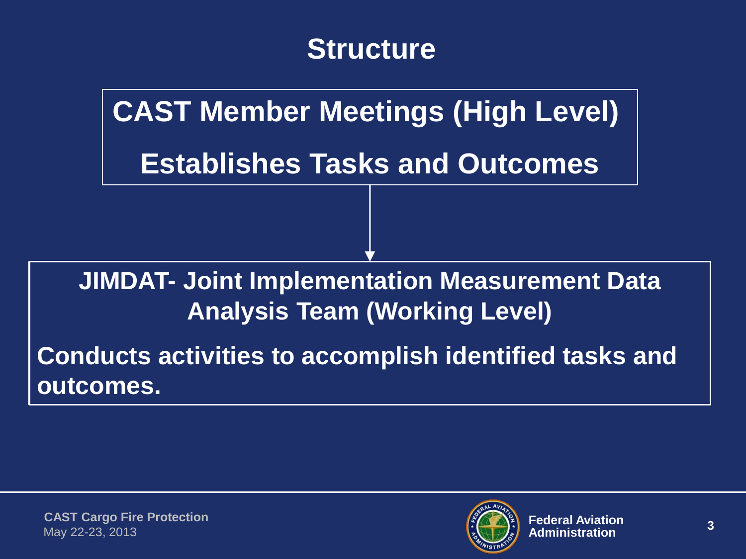# Structure

**CAST Member Meetings (High Level)**

**Establishes Tasks and Outcomes**

**JIMDAT- Joint Implementation Measurement Data Analysis Team (Working Level)**

**Conducts activities to accomplish identified tasks and outcomes.**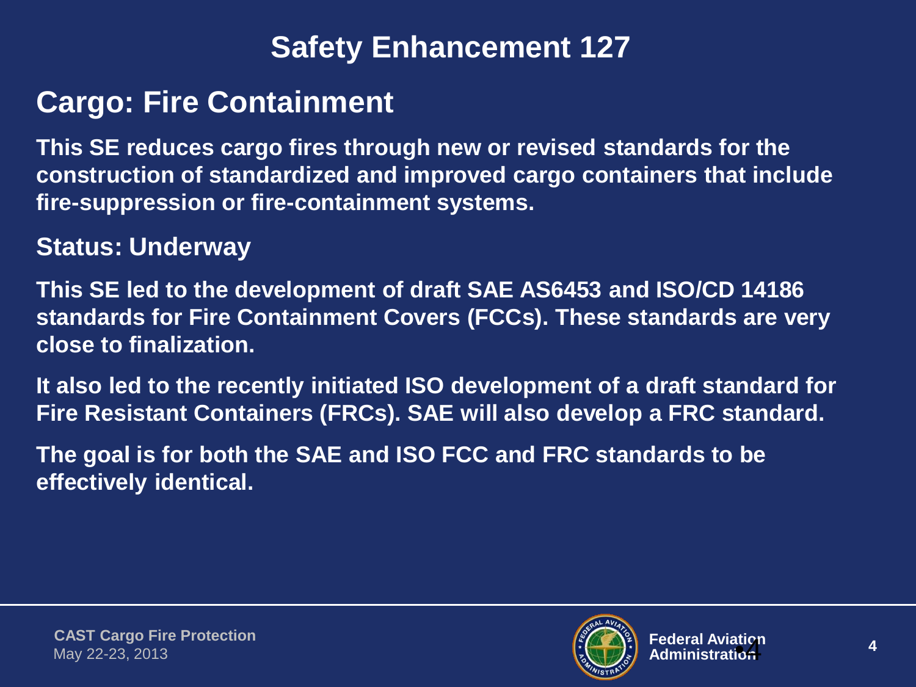# Safety Enhancement 127

## Cargo: Fire Containment

**This SE reduces cargo fires through new or revised standards for the construction of standardized and improved cargo containers that include fire-suppression or fire-containment systems.**

**Status: Underway**

**This SE led to the development of draft SAE AS6453 and ISO/CD 14186 standards for Fire Containment Covers (FCCs). These standards are very close to finalization.**

**It also led to the recently initiated ISO development of a draft standard for Fire Resistant Containers (FRCs). SAE will also develop a FRC standard.**

**The goal is for both the SAE and ISO FCC and FRC standards to be effectively identical.**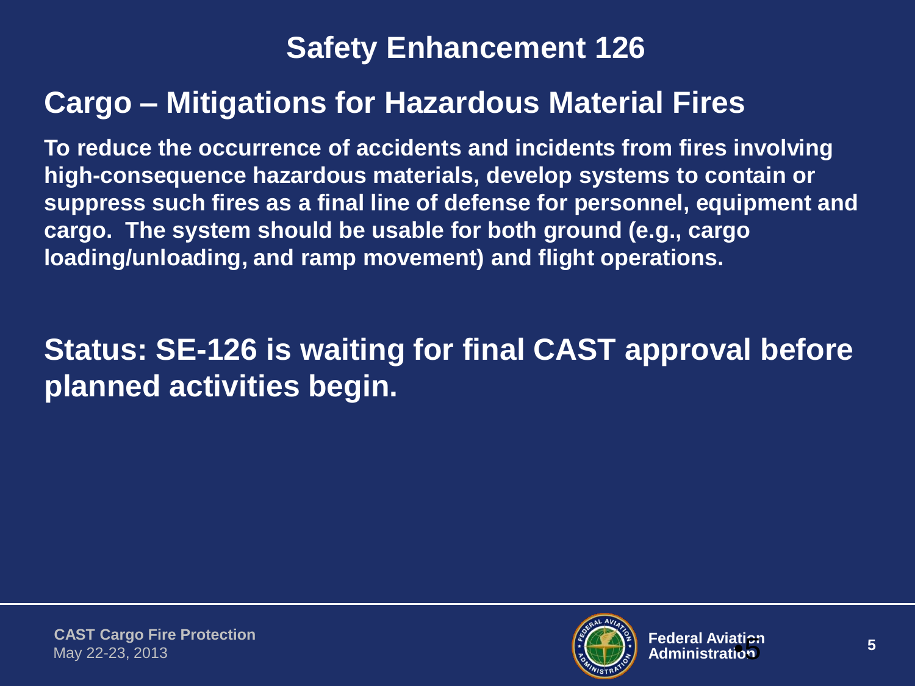# Safety Enhancement 126

## Cargo – Mitigations for Hazardous Material Fires

**To reduce the occurrence of accidents and incidents from fires involving high-consequence hazardous materials, develop systems to contain or suppress such fires as a final line of defense for personnel, equipment and cargo. The system should be usable for both ground (e.g., cargo loading/unloading, and ramp movement) and flight operations.**

**Status: SE-126 is waiting for final CAST approval before planned activities begin.**